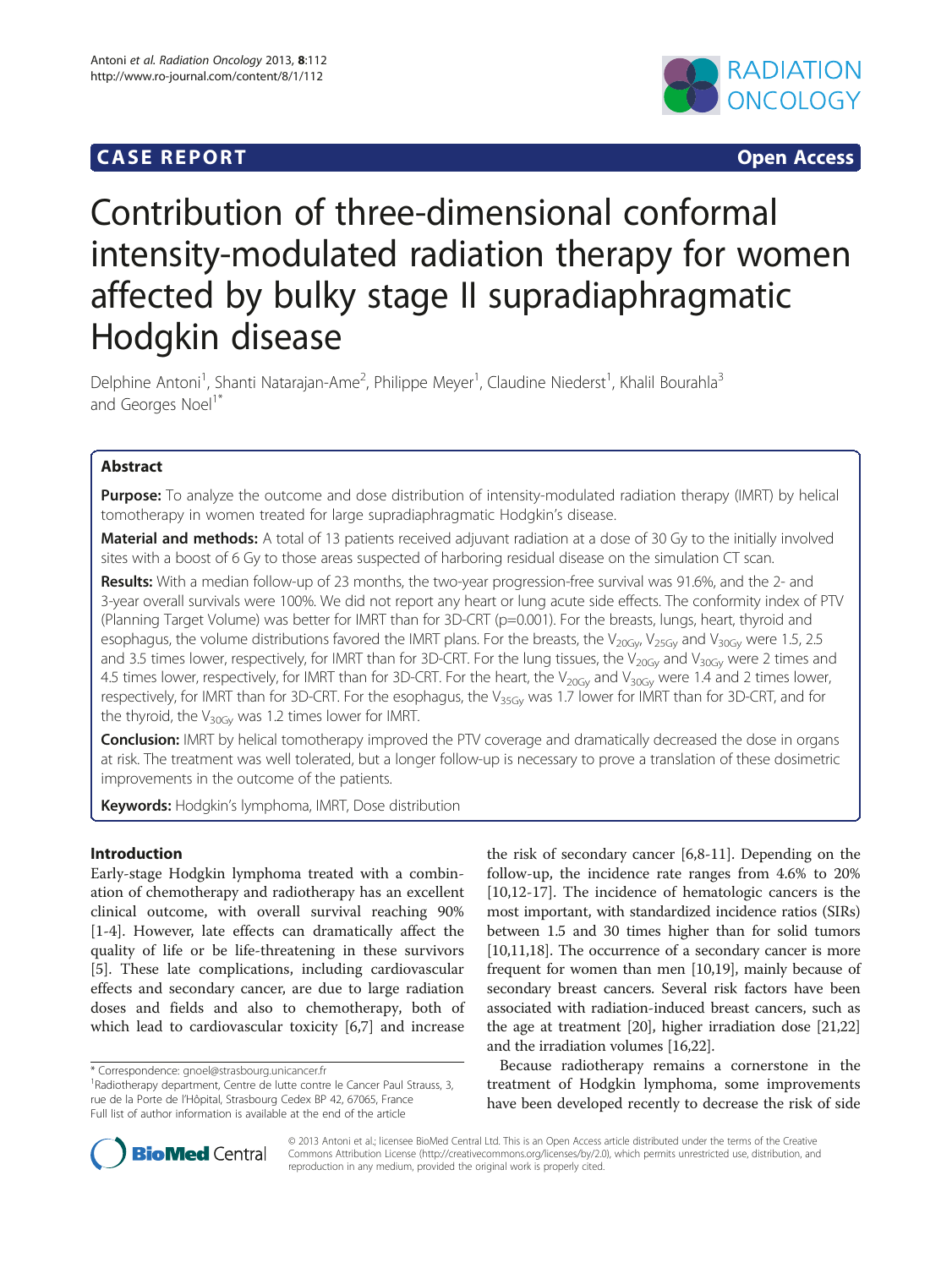CASE REPORT Open Access

# Contribution of three-dimensional conformal intensity-modulated radiation therapy for women affected by bulky stage II supradiaphragmatic Hodgkin disease

Delphine Antoni[1], Shanti Natarajan-Ame[2], Philippe Meyer[1], Claudine Niederst[1], Khalil Bourahla[3] and Georges Noel[1*]

## Abstract

**Purpose:** To analyze the outcome and dose distribution of intensity-modulated radiation therapy (IMRT) by helical tomotherapy in women treated for large supradiaphragmatic Hodgkin's disease.

**Material and methods:** A total of 13 patients received adjuvant radiation at a dose of 30 Gy to the initially involved sites with a boost of 6 Gy to those areas suspected of harboring residual disease on the simulation CT scan.

**Results:** With a median follow-up of 23 months, the two-year progression-free survival was 91.6%, and the 2- and 3-year overall survivals were 100%. We did not report any heart or lung acute side effects. The conformity index of PTV (Planning Target Volume) was better for IMRT than for 3D-CRT (p=0.001). For the breasts, lungs, heart, thyroid and esophagus, the volume distributions favored the IMRT plans. For the breasts, the $V_{20Gy}$, $V_{25Gy}$ and $V_{30Gy}$ were 1.5, 2.5 and 3.5 times lower, respectively, for IMRT than for 3D-CRT. For the lung tissues, the $V_{20Gy}$ and $V_{30Gy}$ were 2 times and 4.5 times lower, respectively, for IMRT than for 3D-CRT. For the heart, the $V_{20Gy}$ and $V_{30Gy}$ were 1.4 and 2 times lower, respectively, for IMRT than for 3D-CRT. For the esophagus, the $V_{35Gy}$ was 1.7 lower for IMRT than for 3D-CRT, and for the thyroid, the $V_{30Gy}$ was 1.2 times lower for IMRT.

**Conclusion:** IMRT by helical tomotherapy improved the PTV coverage and dramatically decreased the dose in organs at risk. The treatment was well tolerated, but a longer follow-up is necessary to prove a translation of these dosimetric improvements in the outcome of the patients.

**Keywords:** Hodgkin's lymphoma, IMRT, Dose distribution

## Introduction

Early-stage Hodgkin lymphoma treated with a combination of chemotherapy and radiotherapy has an excellent clinical outcome, with overall survival reaching 90% [1-4]. However, late effects can dramatically affect the quality of life or be life-threatening in these survivors [5]. These late complications, including cardiovascular effects and secondary cancer, are due to large radiation doses and fields and also to chemotherapy, both of which lead to cardiovascular toxicity [6,7] and increase the risk of secondary cancer [6,8-11]. Depending on the follow-up, the incidence rate ranges from 4.6% to 20% [10,12-17]. The incidence of hematologic cancers is the most important, with standardized incidence ratios (SIRs) between 1.5 and 30 times higher than for solid tumors [10,11,18]. The occurrence of a secondary cancer is more frequent for women than men [10,19], mainly because of secondary breast cancers. Several risk factors have been associated with radiation-induced breast cancers, such as the age at treatment [20], higher irradiation dose [21,22] and the irradiation volumes [16,22].

Because radiotherapy remains a cornerstone in the treatment of Hodgkin lymphoma, some improvements have been developed recently to decrease the risk of side

* Correspondence: gnoel@strasbourg.unicancer.fr
[1]Radiotherapy department, Centre de lutte contre le Cancer Paul Strauss, 3, rue de la Porte de l'Hôpital, Strasbourg Cedex BP 42, 67065, France
Full list of author information is available at the end of the article

© 2013 Antoni et al.; licensee BioMed Central Ltd. This is an Open Access article distributed under the terms of the Creative Commons Attribution License (http://creativecommons.org/licenses/by/2.0), which permits unrestricted use, distribution, and reproduction in any medium, provided the original work is properly cited.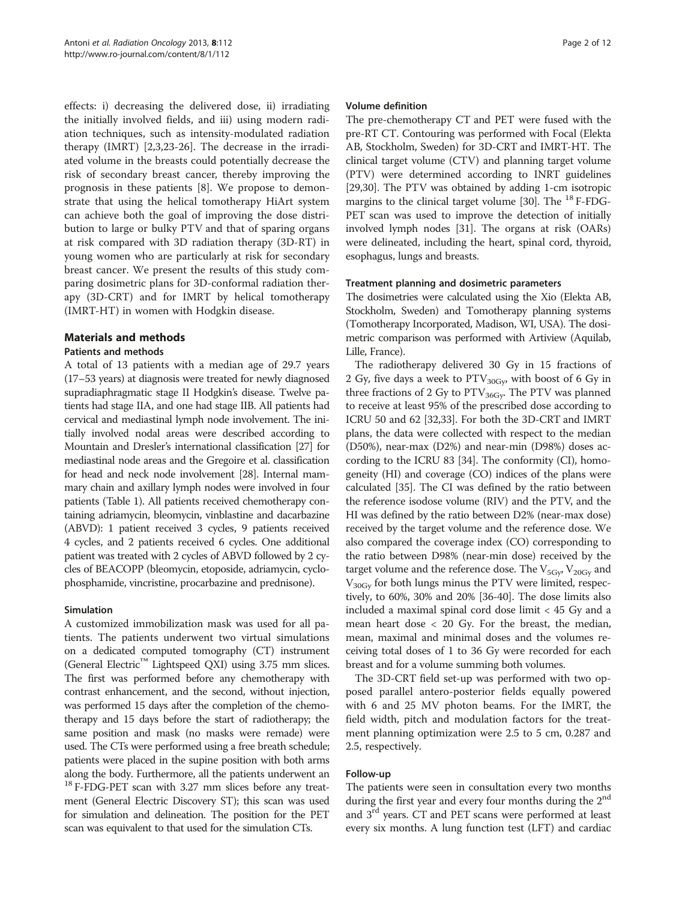effects: i) decreasing the delivered dose, ii) irradiating the initially involved fields, and iii) using modern radiation techniques, such as intensity-modulated radiation therapy (IMRT) [2,3,23-26]. The decrease in the irradiated volume in the breasts could potentially decrease the risk of secondary breast cancer, thereby improving the prognosis in these patients [8]. We propose to demonstrate that using the helical tomotherapy HiArt system can achieve both the goal of improving the dose distribution to large or bulky PTV and that of sparing organs at risk compared with 3D radiation therapy (3D-RT) in young women who are particularly at risk for secondary breast cancer. We present the results of this study comparing dosimetric plans for 3D-conformal radiation therapy (3D-CRT) and for IMRT by helical tomotherapy (IMRT-HT) in women with Hodgkin disease.

## Materials and methods

### Patients and methods

A total of 13 patients with a median age of 29.7 years (17–53 years) at diagnosis were treated for newly diagnosed supradiaphragmatic stage II Hodgkin's disease. Twelve patients had stage IIA, and one had stage IIB. All patients had cervical and mediastinal lymph node involvement. The initially involved nodal areas were described according to Mountain and Dresler's international classification [27] for mediastinal node areas and the Gregoire et al. classification for head and neck node involvement [28]. Internal mammary chain and axillary lymph nodes were involved in four patients (Table 1). All patients received chemotherapy containing adriamycin, bleomycin, vinblastine and dacarbazine (ABVD): 1 patient received 3 cycles, 9 patients received 4 cycles, and 2 patients received 6 cycles. One additional patient was treated with 2 cycles of ABVD followed by 2 cycles of BEACOPP (bleomycin, etoposide, adriamycin, cyclophosphamide, vincristine, procarbazine and prednisone).

### Simulation

A customized immobilization mask was used for all patients. The patients underwent two virtual simulations on a dedicated computed tomography (CT) instrument (General Electric™ Lightspeed QXI) using 3.75 mm slices. The first was performed before any chemotherapy with contrast enhancement, and the second, without injection, was performed 15 days after the completion of the chemotherapy and 15 days before the start of radiotherapy; the same position and mask (no masks were remade) were used. The CTs were performed using a free breath schedule; patients were placed in the supine position with both arms along the body. Furthermore, all the patients underwent an $^{18}$F-FDG-PET scan with 3.27 mm slices before any treatment (General Electric Discovery ST); this scan was used for simulation and delineation. The position for the PET scan was equivalent to that used for the simulation CTs.

### Volume definition

The pre-chemotherapy CT and PET were fused with the pre-RT CT. Contouring was performed with Focal (Elekta AB, Stockholm, Sweden) for 3D-CRT and IMRT-HT. The clinical target volume (CTV) and planning target volume (PTV) were determined according to INRT guidelines [29,30]. The PTV was obtained by adding 1-cm isotropic margins to the clinical target volume [30]. The $^{18}$F-FDG-PET scan was used to improve the detection of initially involved lymph nodes [31]. The organs at risk (OARs) were delineated, including the heart, spinal cord, thyroid, esophagus, lungs and breasts.

### Treatment planning and dosimetric parameters

The dosimetries were calculated using the Xio (Elekta AB, Stockholm, Sweden) and Tomotherapy planning systems (Tomotherapy Incorporated, Madison, WI, USA). The dosimetric comparison was performed with Artiview (Aquilab, Lille, France).

The radiotherapy delivered 30 Gy in 15 fractions of 2 Gy, five days a week to $PTV_{30Gy}$, with boost of 6 Gy in three fractions of 2 Gy to $PTV_{36Gy}$. The PTV was planned to receive at least 95% of the prescribed dose according to ICRU 50 and 62 [32,33]. For both the 3D-CRT and IMRT plans, the data were collected with respect to the median (D50%), near-max (D2%) and near-min (D98%) doses according to the ICRU 83 [34]. The conformity (CI), homogeneity (HI) and coverage (CO) indices of the plans were calculated [35]. The CI was defined by the ratio between the reference isodose volume (RIV) and the PTV, and the HI was defined by the ratio between D2% (near-max dose) received by the target volume and the reference dose. We also compared the coverage index (CO) corresponding to the ratio between D98% (near-min dose) received by the target volume and the reference dose. The $V_{5Gy}$, $V_{20Gy}$ and $V_{30Gy}$ for both lungs minus the PTV were limited, respectively, to 60%, 30% and 20% [36-40]. The dose limits also included a maximal spinal cord dose limit < 45 Gy and a mean heart dose < 20 Gy. For the breast, the median, mean, maximal and minimal doses and the volumes receiving total doses of 1 to 36 Gy were recorded for each breast and for a volume summing both volumes.

The 3D-CRT field set-up was performed with two opposed parallel antero-posterior fields equally powered with 6 and 25 MV photon beams. For the IMRT, the field width, pitch and modulation factors for the treatment planning optimization were 2.5 to 5 cm, 0.287 and 2.5, respectively.

### Follow-up

The patients were seen in consultation every two months during the first year and every four months during the 2nd and 3rd years. CT and PET scans were performed at least every six months. A lung function test (LFT) and cardiac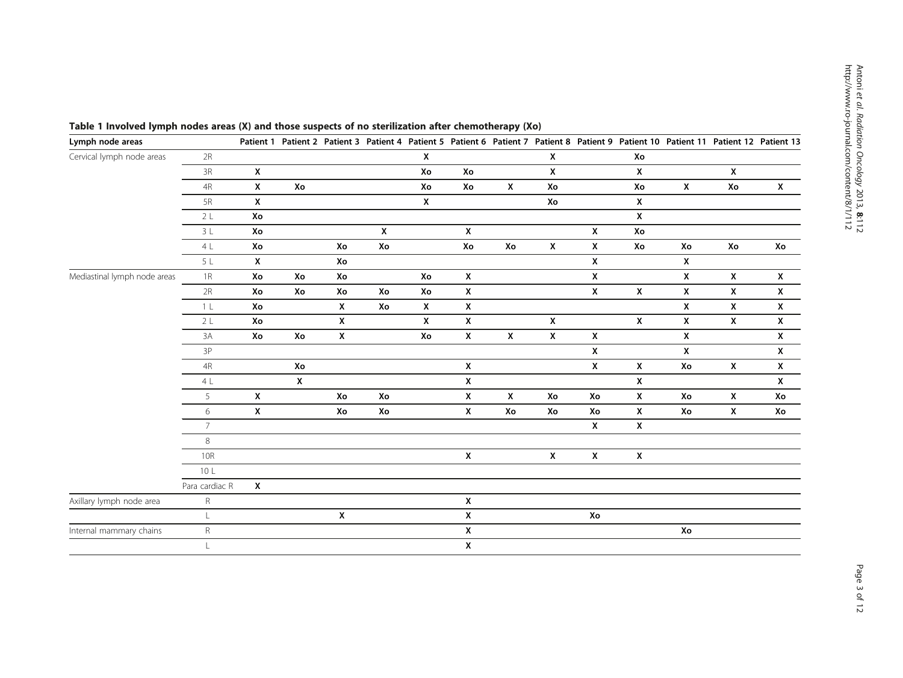**Table 1 Involved lymph nodes areas (X) and those suspects of no sterilization after chemotherapy (Xo)**

| Lymph node areas | | Patient 1 | Patient 2 | Patient 3 | Patient 4 | Patient 5 | Patient 6 | Patient 7 | Patient 8 | Patient 9 | Patient 10 | Patient 11 | Patient 12 | Patient 13 |
|---|---|---|---|---|---|---|---|---|---|---|---|---|---|---|
| Cervical lymph node areas | 2R | | | | | X | | | X | | Xo | | | |
| | 3R | X | | | | Xo | Xo | | X | | X | | X | |
| | 4R | X | Xo | | | Xo | Xo | X | Xo | | Xo | X | Xo | X |
| | 5R | X | | | | X | | | Xo | | X | | | |
| | 2 L | Xo | | | | | | | | | X | | | |
| | 3 L | Xo | | | X | | X | | | X | Xo | | | |
| | 4 L | Xo | | Xo | Xo | | Xo | Xo | X | X | Xo | Xo | Xo | Xo |
| | 5 L | X | | Xo | | | | | | X | | X | | |
| Mediastinal lymph node areas | 1R | Xo | Xo | Xo | | Xo | X | | | X | | X | X | X |
| | 2R | Xo | Xo | Xo | Xo | Xo | X | | | X | X | X | X | X |
| | 1 L | Xo | | X | Xo | X | X | | | | | X | X | X |
| | 2 L | Xo | | X | | X | X | | X | | X | X | X | X |
| | 3A | Xo | Xo | X | | Xo | X | X | X | X | | X | | X |
| | 3P | | | | | | | | | X | | X | | X |
| | 4R | | Xo | | | | X | | | X | X | Xo | X | X |
| | 4 L | | X | | | | X | | | | X | | | X |
| | 5 | X | | Xo | Xo | | X | X | Xo | Xo | X | Xo | X | Xo |
| | 6 | X | | Xo | Xo | | X | Xo | Xo | Xo | X | Xo | X | Xo |
| | 7 | | | | | | | | | X | X | | | |
| | 8 | | | | | | | | | | | | | |
| | 10R | | | | | | X | | X | X | X | | | |
| | 10 L | | | | | | | | | | | | | |
| | Para cardiac R | X | | | | | | | | | | | | |
| Axillary lymph node area | R | | | | | | X | | | | | | | |
| | L | | | X | | | X | | | Xo | | | | |
| Internal mammary chains | R | | | | | | X | | | | | Xo | | |
| | L | | | | | | X | | | | | | | |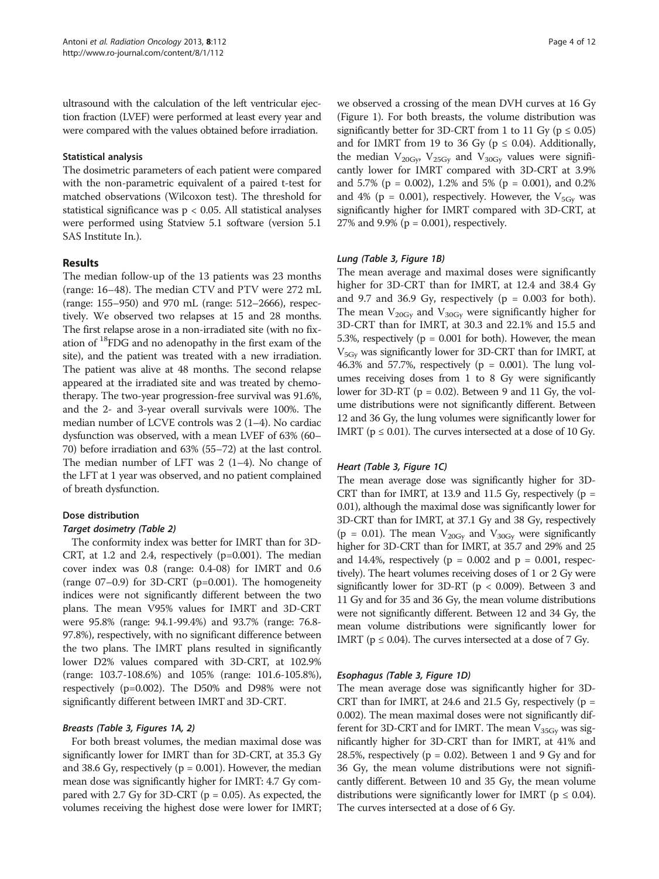ultrasound with the calculation of the left ventricular ejection fraction (LVEF) were performed at least every year and were compared with the values obtained before irradiation.

#### Statistical analysis

The dosimetric parameters of each patient were compared with the non-parametric equivalent of a paired t-test for matched observations (Wilcoxon test). The threshold for statistical significance was $p < 0.05$. All statistical analyses were performed using Statview 5.1 software (version 5.1 SAS Institute In.).

## Results

The median follow-up of the 13 patients was 23 months (range: 16–48). The median CTV and PTV were 272 mL (range: 155–950) and 970 mL (range: 512–2666), respectively. We observed two relapses at 15 and 28 months. The first relapse arose in a non-irradiated site (with no fixation of $^{18}$FDG and no adenopathy in the first exam of the site), and the patient was treated with a new irradiation. The patient was alive at 48 months. The second relapse appeared at the irradiated site and was treated by chemotherapy. The two-year progression-free survival was 91.6%, and the 2- and 3-year overall survivals were 100%. The median number of LCVE controls was 2 (1–4). No cardiac dysfunction was observed, with a mean LVEF of 63% (60–70) before irradiation and 63% (55–72) at the last control. The median number of LFT was 2 (1–4). No change of the LFT at 1 year was observed, and no patient complained of breath dysfunction.

#### Dose distribution

##### *Target dosimetry (Table 2)*

The conformity index was better for IMRT than for 3D-CRT, at 1.2 and 2.4, respectively (p=0.001). The median cover index was 0.8 (range: 0.4-08) for IMRT and 0.6 (range 07–0.9) for 3D-CRT (p=0.001). The homogeneity indices were not significantly different between the two plans. The mean V95% values for IMRT and 3D-CRT were 95.8% (range: 94.1-99.4%) and 93.7% (range: 76.8-97.8%), respectively, with no significant difference between the two plans. The IMRT plans resulted in significantly lower D2% values compared with 3D-CRT, at 102.9% (range: 103.7-108.6%) and 105% (range: 101.6-105.8%), respectively (p=0.002). The D50% and D98% were not significantly different between IMRT and 3D-CRT.

##### *Breasts (Table 3, Figures 1A, 2)*

For both breast volumes, the median maximal dose was significantly lower for IMRT than for 3D-CRT, at 35.3 Gy and 38.6 Gy, respectively (p = 0.001). However, the median mean dose was significantly higher for IMRT: 4.7 Gy compared with 2.7 Gy for 3D-CRT (p = 0.05). As expected, the volumes receiving the highest dose were lower for IMRT; we observed a crossing of the mean DVH curves at 16 Gy (Figure 1). For both breasts, the volume distribution was significantly better for 3D-CRT from 1 to 11 Gy ($p \leq 0.05$) and for IMRT from 19 to 36 Gy ($p \leq 0.04$). Additionally, the median $V_{20Gy}$, $V_{25Gy}$ and $V_{30Gy}$ values were significantly lower for IMRT compared with 3D-CRT at 3.9% and 5.7% (p = 0.002), 1.2% and 5% (p = 0.001), and 0.2% and 4% (p = 0.001), respectively. However, the $V_{5Gy}$ was significantly higher for IMRT compared with 3D-CRT, at 27% and 9.9% (p = 0.001), respectively.

##### *Lung (Table 3, Figure 1B)*

The mean average and maximal doses were significantly higher for 3D-CRT than for IMRT, at 12.4 and 38.4 Gy and 9.7 and 36.9 Gy, respectively (p = 0.003 for both). The mean $V_{20Gy}$ and $V_{30Gy}$ were significantly higher for 3D-CRT than for IMRT, at 30.3 and 22.1% and 15.5 and 5.3%, respectively (p = 0.001 for both). However, the mean $V_{5Gy}$ was significantly lower for 3D-CRT than for IMRT, at 46.3% and 57.7%, respectively (p = 0.001). The lung volumes receiving doses from 1 to 8 Gy were significantly lower for 3D-RT (p = 0.02). Between 9 and 11 Gy, the volume distributions were not significantly different. Between 12 and 36 Gy, the lung volumes were significantly lower for IMRT ($p \leq 0.01$). The curves intersected at a dose of 10 Gy.

##### *Heart (Table 3, Figure 1C)*

The mean average dose was significantly higher for 3D-CRT than for IMRT, at 13.9 and 11.5 Gy, respectively (p = 0.01), although the maximal dose was significantly lower for 3D-CRT than for IMRT, at 37.1 Gy and 38 Gy, respectively (p = 0.01). The mean $V_{20Gy}$ and $V_{30Gy}$ were significantly higher for 3D-CRT than for IMRT, at 35.7 and 29% and 25 and 14.4%, respectively (p = 0.002 and p = 0.001, respectively). The heart volumes receiving doses of 1 or 2 Gy were significantly lower for 3D-RT ($p < 0.009$). Between 3 and 11 Gy and for 35 and 36 Gy, the mean volume distributions were not significantly different. Between 12 and 34 Gy, the mean volume distributions were significantly lower for IMRT ($p \leq 0.04$). The curves intersected at a dose of 7 Gy.

##### *Esophagus (Table 3, Figure 1D)*

The mean average dose was significantly higher for 3D-CRT than for IMRT, at 24.6 and 21.5 Gy, respectively (p = 0.002). The mean maximal doses were not significantly different for 3D-CRT and for IMRT. The mean $V_{35Gy}$ was significantly higher for 3D-CRT than for IMRT, at 41% and 28.5%, respectively (p = 0.02). Between 1 and 9 Gy and for 36 Gy, the mean volume distributions were not significantly different. Between 10 and 35 Gy, the mean volume distributions were significantly lower for IMRT ($p \leq 0.04$). The curves intersected at a dose of 6 Gy.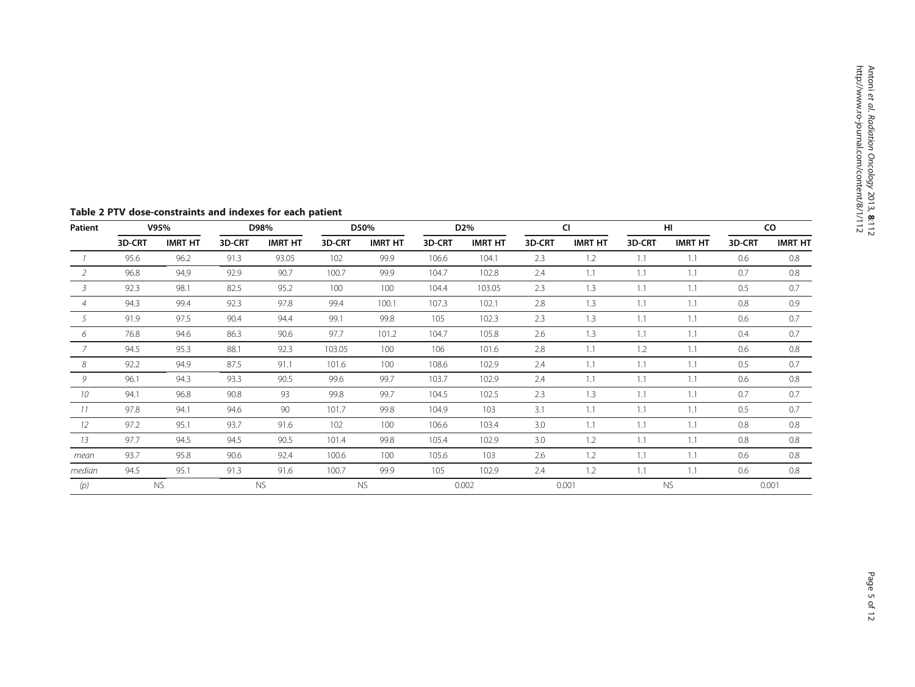**Table 2 PTV dose-constraints and indexes for each patient**

| Patient | V95% | | D98% | | D50% | | D2% | | CI | | HI | | CO | |
|---|---|---|---|---|---|---|---|---|---|---|---|---|---|---|
| | 3D-CRT | IMRT HT | 3D-CRT | IMRT HT | 3D-CRT | IMRT HT | 3D-CRT | IMRT HT | 3D-CRT | IMRT HT | 3D-CRT | IMRT HT | 3D-CRT | IMRT HT |
| *1* | 95.6 | 96.2 | 91.3 | 93.05 | 102 | 99.9 | 106.6 | 104.1 | 2.3 | 1.2 | 1.1 | 1.1 | 0.6 | 0.8 |
| *2* | 96.8 | 94,9 | 92.9 | 90.7 | 100.7 | 99.9 | 104.7 | 102.8 | 2.4 | 1.1 | 1.1 | 1.1 | 0.7 | 0.8 |
| *3* | 92.3 | 98.1 | 82.5 | 95.2 | 100 | 100 | 104.4 | 103.05 | 2.3 | 1.3 | 1.1 | 1.1 | 0.5 | 0.7 |
| *4* | 94.3 | 99.4 | 92.3 | 97.8 | 99.4 | 100.1 | 107.3 | 102.1 | 2.8 | 1.3 | 1.1 | 1.1 | 0.8 | 0.9 |
| *5* | 91.9 | 97.5 | 90.4 | 94.4 | 99.1 | 99.8 | 105 | 102.3 | 2.3 | 1.3 | 1.1 | 1.1 | 0.6 | 0.7 |
| *6* | 76.8 | 94.6 | 86.3 | 90.6 | 97.7 | 101.2 | 104.7 | 105.8 | 2.6 | 1.3 | 1.1 | 1.1 | 0.4 | 0.7 |
| *7* | 94.5 | 95.3 | 88.1 | 92.3 | 103.05 | 100 | 106 | 101.6 | 2.8 | 1.1 | 1.2 | 1.1 | 0.6 | 0.8 |
| *8* | 92.2 | 94.9 | 87.5 | 91.1 | 101.6 | 100 | 108.6 | 102.9 | 2.4 | 1.1 | 1.1 | 1.1 | 0.5 | 0.7 |
| *9* | 96.1 | 94.3 | 93.3 | 90.5 | 99.6 | 99.7 | 103.7 | 102.9 | 2.4 | 1.1 | 1.1 | 1.1 | 0.6 | 0.8 |
| *10* | 94.1 | 96.8 | 90.8 | 93 | 99.8 | 99.7 | 104.5 | 102.5 | 2.3 | 1.3 | 1.1 | 1.1 | 0.7 | 0.7 |
| *11* | 97.8 | 94.1 | 94.6 | 90 | 101.7 | 99.8 | 104.9 | 103 | 3.1 | 1.1 | 1.1 | 1.1 | 0.5 | 0.7 |
| *12* | 97.2 | 95.1 | 93.7 | 91.6 | 102 | 100 | 106.6 | 103.4 | 3.0 | 1.1 | 1.1 | 1.1 | 0.8 | 0.8 |
| *13* | 97.7 | 94.5 | 94.5 | 90.5 | 101.4 | 99.8 | 105.4 | 102.9 | 3.0 | 1.2 | 1.1 | 1.1 | 0.8 | 0.8 |
| *mean* | 93.7 | 95.8 | 90.6 | 92.4 | 100.6 | 100 | 105.6 | 103 | 2.6 | 1.2 | 1.1 | 1.1 | 0.6 | 0.8 |
| *median* | 94.5 | 95.1 | 91.3 | 91.6 | 100.7 | 99.9 | 105 | 102.9 | 2.4 | 1.2 | 1.1 | 1.1 | 0.6 | 0.8 |
| *(p)* | NS | | NS | | NS | | 0.002 | | 0.001 | | NS | | 0.001 | |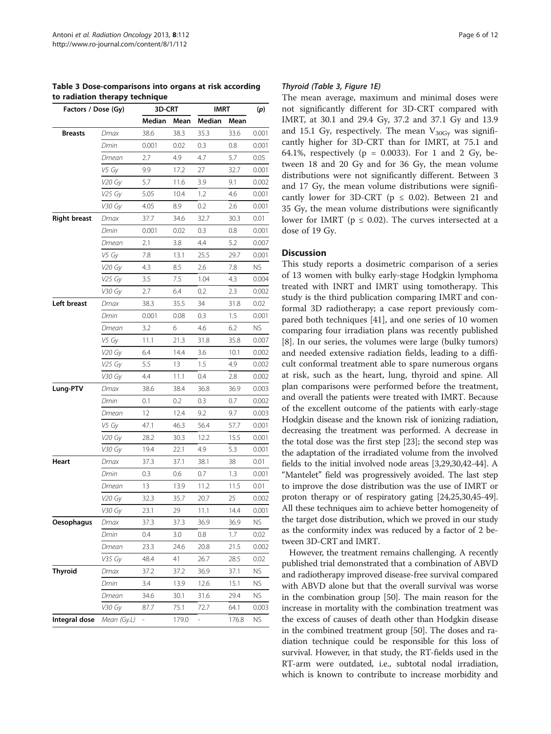**Table 3 Dose-comparisons into organs at risk according to radiation therapy technique**

| Factors / Dose (Gy) | | 3D-CRT | | IMRT | | (p) |
|---|---|---|---|---|---|---|
| | | Median | Mean | Median | Mean | |
| **Breasts** | Dmax | 38.6 | 38.3 | 35.3 | 33.6 | 0.001 |
| | Dmin | 0.001 | 0.02 | 0.3 | 0.8 | 0.001 |
| | Dmean | 2.7 | 4.9 | 4.7 | 5.7 | 0.05 |
| | V5 Gy | 9.9 | 17.2 | 27 | 32.7 | 0.001 |
| | V20 Gy | 5.7 | 11.6 | 3.9 | 9.1 | 0.002 |
| | V25 Gy | 5.05 | 10.4 | 1.2 | 4.6 | 0.001 |
| | V30 Gy | 4.05 | 8.9 | 0.2 | 2.6 | 0.001 |
| **Right breast** | Dmax | 37.7 | 34.6 | 32.7 | 30.3 | 0.01 |
| | Dmin | 0.001 | 0.02 | 0.3 | 0.8 | 0.001 |
| | Dmean | 2.1 | 3.8 | 4.4 | 5.2 | 0.007 |
| | V5 Gy | 7.8 | 13.1 | 25.5 | 29.7 | 0.001 |
| | V20 Gy | 4.3 | 8.5 | 2.6 | 7.8 | NS |
| | V25 Gy | 3.5 | 7.5 | 1.04 | 4.3 | 0.004 |
| | V30 Gy | 2.7 | 6.4 | 0.2 | 2.3 | 0.002 |
| **Left breast** | Dmax | 38.3 | 35.5 | 34 | 31.8 | 0.02 |
| | Dmin | 0.001 | 0.08 | 0.3 | 1.5 | 0.001 |
| | Dmean | 3.2 | 6 | 4.6 | 6.2 | NS |
| | V5 Gy | 11.1 | 21.3 | 31.8 | 35.8 | 0.007 |
| | V20 Gy | 6.4 | 14.4 | 3.6 | 10.1 | 0.002 |
| | V25 Gy | 5.5 | 13 | 1.5 | 4.9 | 0.002 |
| | V30 Gy | 4.4 | 11.1 | 0.4 | 2.8 | 0.002 |
| **Lung-PTV** | Dmax | 38.6 | 38.4 | 36.8 | 36.9 | 0.003 |
| | Dmin | 0.1 | 0.2 | 0.3 | 0.7 | 0.002 |
| | Dmean | 12 | 12.4 | 9.2 | 9.7 | 0.003 |
| | V5 Gy | 47.1 | 46.3 | 56.4 | 57.7 | 0.001 |
| | V20 Gy | 28.2 | 30.3 | 12.2 | 15.5 | 0.001 |
| | V30 Gy | 19.4 | 22.1 | 4.9 | 5.3 | 0.001 |
| **Heart** | Dmax | 37.3 | 37.1 | 38.1 | 38 | 0.01 |
| | Dmin | 0.3 | 0.6 | 0.7 | 1.3 | 0.001 |
| | Dmean | 13 | 13.9 | 11.2 | 11.5 | 0.01 |
| | V20 Gy | 32.3 | 35.7 | 20.7 | 25 | 0.002 |
| | V30 Gy | 23.1 | 29 | 11.1 | 14.4 | 0.001 |
| **Oesophagus** | Dmax | 37.3 | 37.3 | 36.9 | 36.9 | NS |
| | Dmin | 0.4 | 3.0 | 0.8 | 1.7 | 0.02 |
| | Dmean | 23.3 | 24.6 | 20.8 | 21.5 | 0.002 |
| | V35 Gy | 48.4 | 41 | 26.7 | 28.5 | 0.02 |
| **Thyroid** | Dmax | 37.2 | 37.2 | 36.9 | 37.1 | NS |
| | Dmin | 3.4 | 13.9 | 12.6 | 15.1 | NS |
| | Dmean | 34.6 | 30.1 | 31.6 | 29.4 | NS |
| | V30 Gy | 87.7 | 75.1 | 72.7 | 64.1 | 0.003 |
| **Integral dose** | Mean (Gy.L) | - | 179.0 | - | 176.8 | NS |

#### Thyroid (Table 3, Figure 1E)

The mean average, maximum and minimal doses were not significantly different for 3D-CRT compared with IMRT, at 30.1 and 29.4 Gy, 37.2 and 37.1 Gy and 13.9 and 15.1 Gy, respectively. The mean $V_{30Gy}$ was significantly higher for 3D-CRT than for IMRT, at 75.1 and 64.1%, respectively ($p = 0.0033$). For 1 and 2 Gy, between 18 and 20 Gy and for 36 Gy, the mean volume distributions were not significantly different. Between 3 and 17 Gy, the mean volume distributions were significantly lower for 3D-CRT ($p \leq 0.02$). Between 21 and 35 Gy, the mean volume distributions were significantly lower for IMRT ($p \leq 0.02$). The curves intersected at a dose of 19 Gy.

## Discussion

This study reports a dosimetric comparison of a series of 13 women with bulky early-stage Hodgkin lymphoma treated with INRT and IMRT using tomotherapy. This study is the third publication comparing IMRT and conformal 3D radiotherapy; a case report previously compared both techniques [41], and one series of 10 women comparing four irradiation plans was recently published [8]. In our series, the volumes were large (bulky tumors) and needed extensive radiation fields, leading to a difficult conformal treatment able to spare numerous organs at risk, such as the heart, lung, thyroid and spine. All plan comparisons were performed before the treatment, and overall the patients were treated with IMRT. Because of the excellent outcome of the patients with early-stage Hodgkin disease and the known risk of ionizing radiation, decreasing the treatment was performed. A decrease in the total dose was the first step [23]; the second step was the adaptation of the irradiated volume from the involved fields to the initial involved node areas [3,29,30,42-44]. A "Mantelet" field was progressively avoided. The last step to improve the dose distribution was the use of IMRT or proton therapy or of respiratory gating [24,25,30,45-49]. All these techniques aim to achieve better homogeneity of the target dose distribution, which we proved in our study as the conformity index was reduced by a factor of 2 between 3D-CRT and IMRT.

However, the treatment remains challenging. A recently published trial demonstrated that a combination of ABVD and radiotherapy improved disease-free survival compared with ABVD alone but that the overall survival was worse in the combination group [50]. The main reason for the increase in mortality with the combination treatment was the excess of causes of death other than Hodgkin disease in the combined treatment group [50]. The doses and radiation technique could be responsible for this loss of survival. However, in that study, the RT-fields used in the RT-arm were outdated, i.e., subtotal nodal irradiation, which is known to contribute to increase morbidity and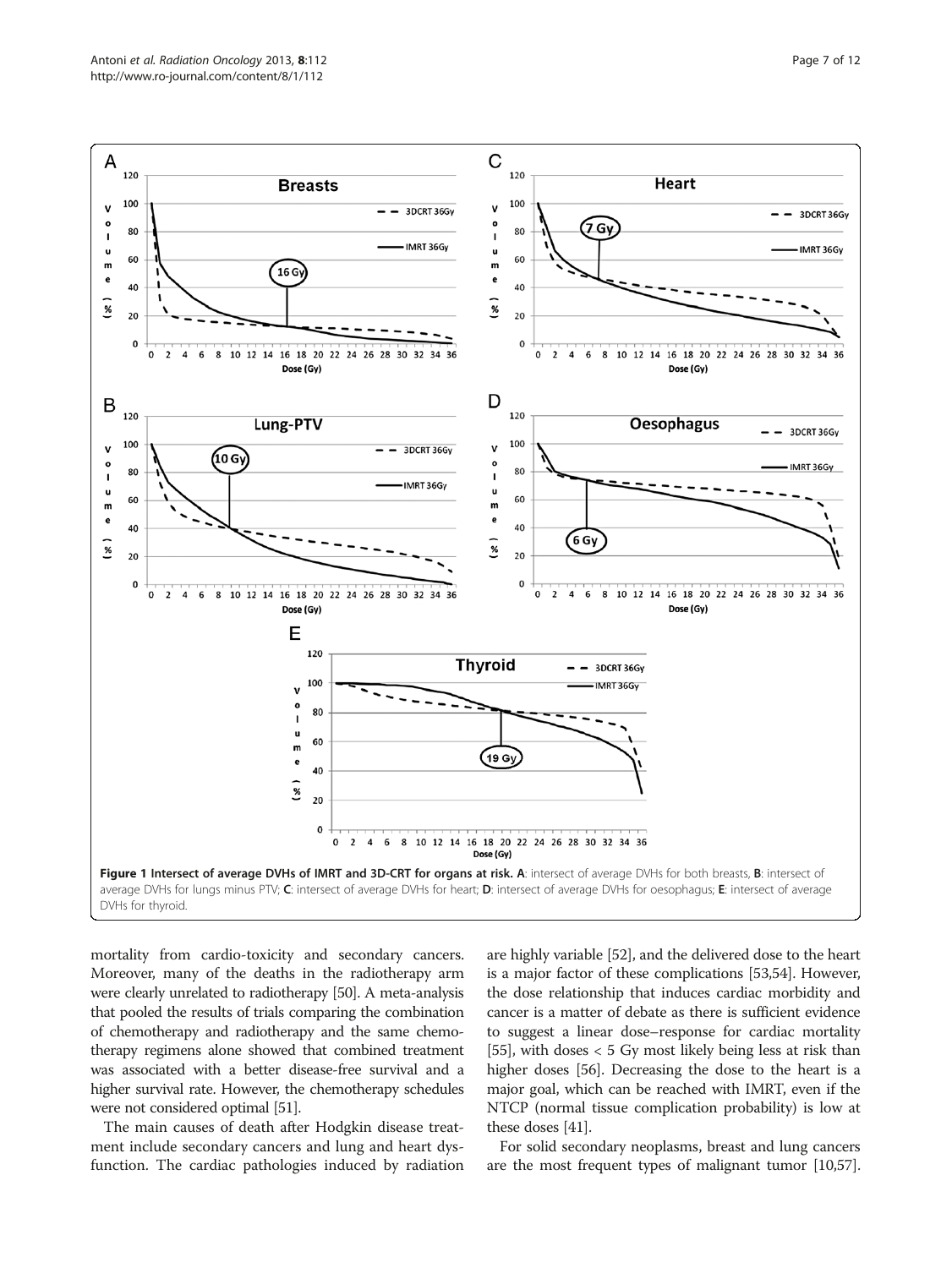**Figure 1 Intersect of average DVHs of IMRT and 3D-CRT for organs at risk. A**: intersect of average DVHs for both breasts, **B**: intersect of average DVHs for lungs minus PTV; **C**: intersect of average DVHs for heart; **D**: intersect of average DVHs for oesophagus; **E**: intersect of average DVHs for thyroid.

mortality from cardio-toxicity and secondary cancers. Moreover, many of the deaths in the radiotherapy arm were clearly unrelated to radiotherapy [50]. A meta-analysis that pooled the results of trials comparing the combination of chemotherapy and radiotherapy and the same chemotherapy regimens alone showed that combined treatment was associated with a better disease-free survival and a higher survival rate. However, the chemotherapy schedules were not considered optimal [51].

The main causes of death after Hodgkin disease treatment include secondary cancers and lung and heart dysfunction. The cardiac pathologies induced by radiation are highly variable [52], and the delivered dose to the heart is a major factor of these complications [53,54]. However, the dose relationship that induces cardiac morbidity and cancer is a matter of debate as there is sufficient evidence to suggest a linear dose–response for cardiac mortality [55], with doses < 5 Gy most likely being less at risk than higher doses [56]. Decreasing the dose to the heart is a major goal, which can be reached with IMRT, even if the NTCP (normal tissue complication probability) is low at these doses [41].

For solid secondary neoplasms, breast and lung cancers are the most frequent types of malignant tumor [10,57].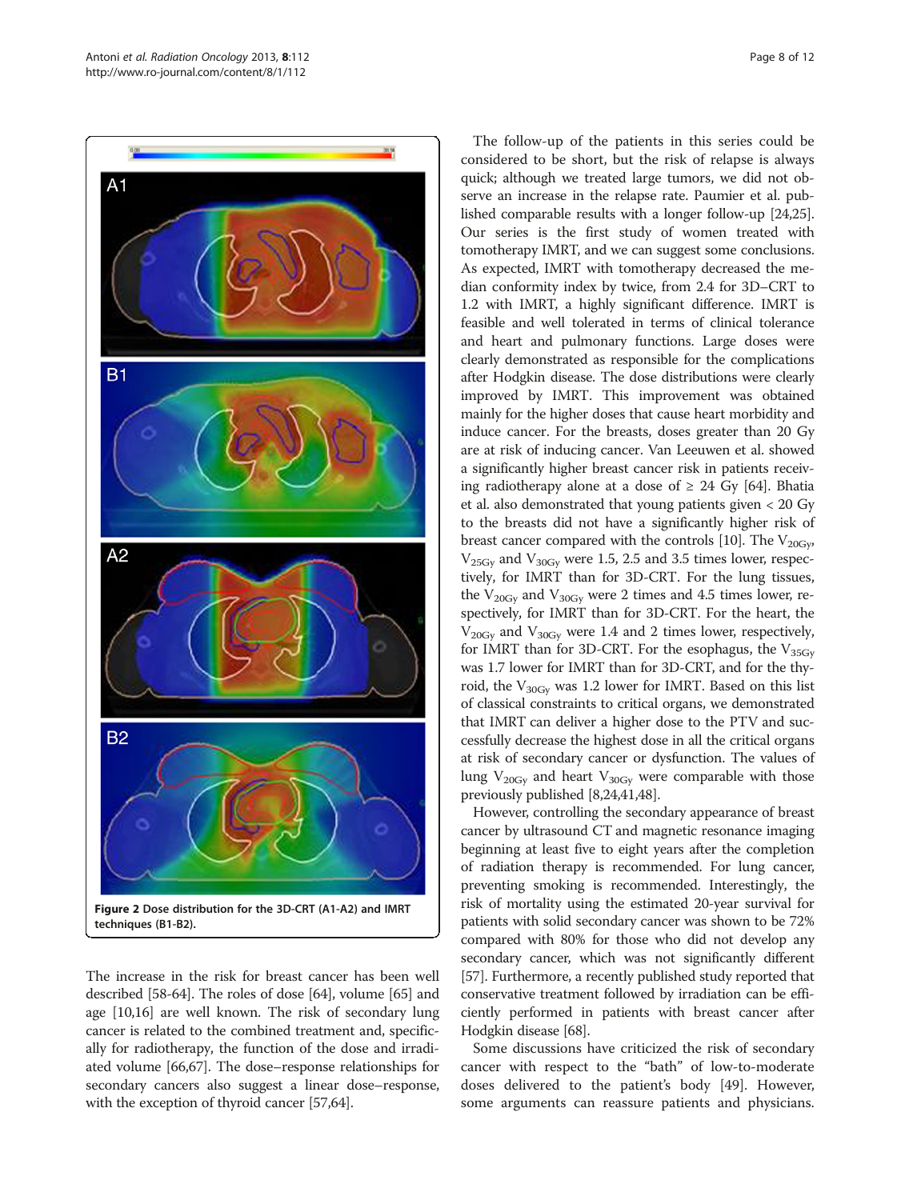Figure 2 Dose distribution for the 3D-CRT (A1-A2) and IMRT techniques (B1-B2).

The increase in the risk for breast cancer has been well described [58-64]. The roles of dose [64], volume [65] and age [10,16] are well known. The risk of secondary lung cancer is related to the combined treatment and, specifically for radiotherapy, the function of the dose and irradiated volume [66,67]. The dose–response relationships for secondary cancers also suggest a linear dose–response, with the exception of thyroid cancer [57,64].

The follow-up of the patients in this series could be considered to be short, but the risk of relapse is always quick; although we treated large tumors, we did not observe an increase in the relapse rate. Paumier et al. published comparable results with a longer follow-up [24,25]. Our series is the first study of women treated with tomotherapy IMRT, and we can suggest some conclusions. As expected, IMRT with tomotherapy decreased the median conformity index by twice, from 2.4 for 3D–CRT to 1.2 with IMRT, a highly significant difference. IMRT is feasible and well tolerated in terms of clinical tolerance and heart and pulmonary functions. Large doses were clearly demonstrated as responsible for the complications after Hodgkin disease. The dose distributions were clearly improved by IMRT. This improvement was obtained mainly for the higher doses that cause heart morbidity and induce cancer. For the breasts, doses greater than 20 Gy are at risk of inducing cancer. Van Leeuwen et al. showed a significantly higher breast cancer risk in patients receiving radiotherapy alone at a dose of ≥ 24 Gy [64]. Bhatia et al. also demonstrated that young patients given < 20 Gy to the breasts did not have a significantly higher risk of breast cancer compared with the controls [10]. The $V_{20Gy}$, $V_{25Gy}$ and $V_{30Gy}$ were 1.5, 2.5 and 3.5 times lower, respectively, for IMRT than for 3D-CRT. For the lung tissues, the $V_{20Gy}$ and $V_{30Gy}$ were 2 times and 4.5 times lower, respectively, for IMRT than for 3D-CRT. For the heart, the $V_{20Gy}$ and $V_{30Gy}$ were 1.4 and 2 times lower, respectively, for IMRT than for 3D-CRT. For the esophagus, the $V_{35Gy}$ was 1.7 lower for IMRT than for 3D-CRT, and for the thyroid, the $V_{30Gy}$ was 1.2 lower for IMRT. Based on this list of classical constraints to critical organs, we demonstrated that IMRT can deliver a higher dose to the PTV and successfully decrease the highest dose in all the critical organs at risk of secondary cancer or dysfunction. The values of lung $V_{20Gy}$ and heart $V_{30Gy}$ were comparable with those previously published [8,24,41,48].

However, controlling the secondary appearance of breast cancer by ultrasound CT and magnetic resonance imaging beginning at least five to eight years after the completion of radiation therapy is recommended. For lung cancer, preventing smoking is recommended. Interestingly, the risk of mortality using the estimated 20-year survival for patients with solid secondary cancer was shown to be 72% compared with 80% for those who did not develop any secondary cancer, which was not significantly different [57]. Furthermore, a recently published study reported that conservative treatment followed by irradiation can be efficiently performed in patients with breast cancer after Hodgkin disease [68].

Some discussions have criticized the risk of secondary cancer with respect to the "bath" of low-to-moderate doses delivered to the patient's body [49]. However, some arguments can reassure patients and physicians.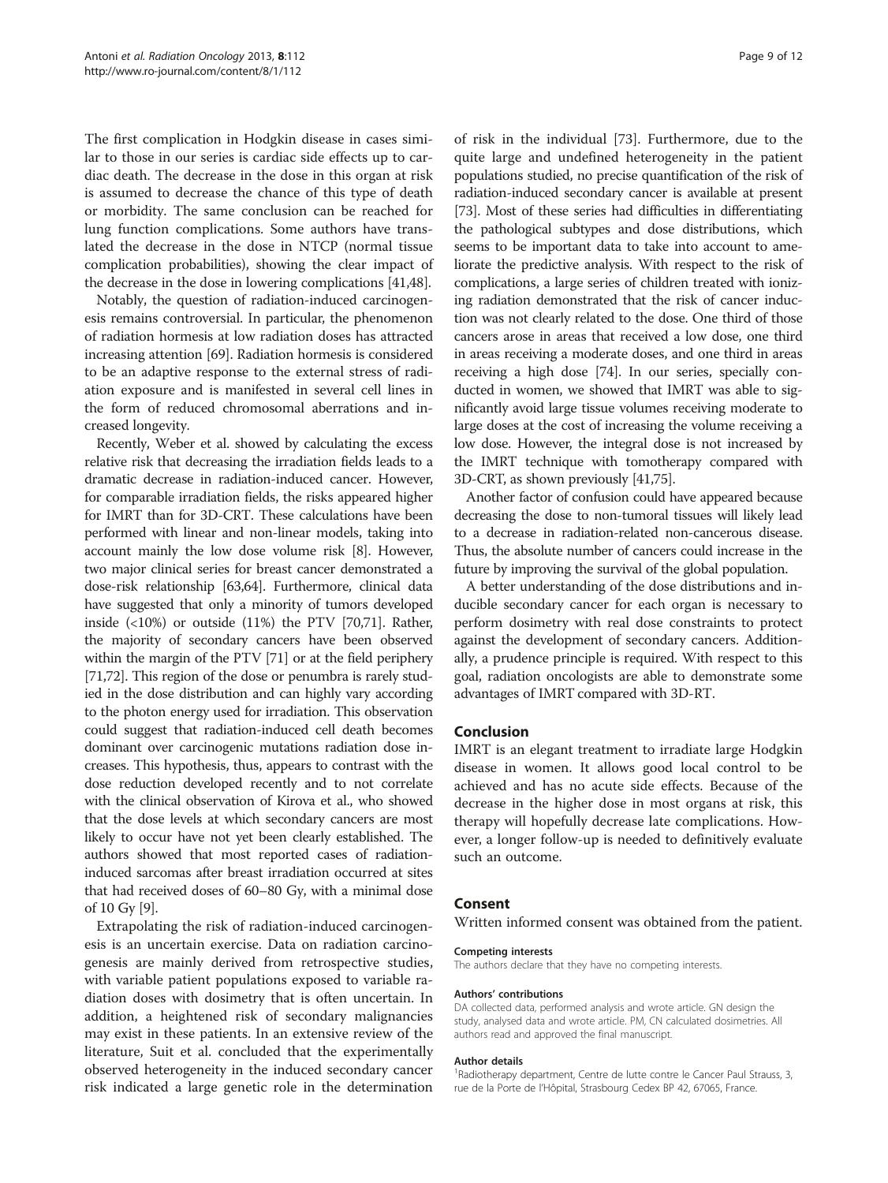The first complication in Hodgkin disease in cases similar to those in our series is cardiac side effects up to cardiac death. The decrease in the dose in this organ at risk is assumed to decrease the chance of this type of death or morbidity. The same conclusion can be reached for lung function complications. Some authors have translated the decrease in the dose in NTCP (normal tissue complication probabilities), showing the clear impact of the decrease in the dose in lowering complications [41,48].

Notably, the question of radiation-induced carcinogenesis remains controversial. In particular, the phenomenon of radiation hormesis at low radiation doses has attracted increasing attention [69]. Radiation hormesis is considered to be an adaptive response to the external stress of radiation exposure and is manifested in several cell lines in the form of reduced chromosomal aberrations and increased longevity.

Recently, Weber et al. showed by calculating the excess relative risk that decreasing the irradiation fields leads to a dramatic decrease in radiation-induced cancer. However, for comparable irradiation fields, the risks appeared higher for IMRT than for 3D-CRT. These calculations have been performed with linear and non-linear models, taking into account mainly the low dose volume risk [8]. However, two major clinical series for breast cancer demonstrated a dose-risk relationship [63,64]. Furthermore, clinical data have suggested that only a minority of tumors developed inside (<10%) or outside (11%) the PTV [70,71]. Rather, the majority of secondary cancers have been observed within the margin of the PTV [71] or at the field periphery [71,72]. This region of the dose or penumbra is rarely studied in the dose distribution and can highly vary according to the photon energy used for irradiation. This observation could suggest that radiation-induced cell death becomes dominant over carcinogenic mutations radiation dose increases. This hypothesis, thus, appears to contrast with the dose reduction developed recently and to not correlate with the clinical observation of Kirova et al., who showed that the dose levels at which secondary cancers are most likely to occur have not yet been clearly established. The authors showed that most reported cases of radiation-induced sarcomas after breast irradiation occurred at sites that had received doses of 60–80 Gy, with a minimal dose of 10 Gy [9].

Extrapolating the risk of radiation-induced carcinogenesis is an uncertain exercise. Data on radiation carcinogenesis are mainly derived from retrospective studies, with variable patient populations exposed to variable radiation doses with dosimetry that is often uncertain. In addition, a heightened risk of secondary malignancies may exist in these patients. In an extensive review of the literature, Suit et al. concluded that the experimentally observed heterogeneity in the induced secondary cancer risk indicated a large genetic role in the determination of risk in the individual [73]. Furthermore, due to the quite large and undefined heterogeneity in the patient populations studied, no precise quantification of the risk of radiation-induced secondary cancer is available at present [73]. Most of these series had difficulties in differentiating the pathological subtypes and dose distributions, which seems to be important data to take into account to ameliorate the predictive analysis. With respect to the risk of complications, a large series of children treated with ionizing radiation demonstrated that the risk of cancer induction was not clearly related to the dose. One third of those cancers arose in areas that received a low dose, one third in areas receiving a moderate doses, and one third in areas receiving a high dose [74]. In our series, specially conducted in women, we showed that IMRT was able to significantly avoid large tissue volumes receiving moderate to large doses at the cost of increasing the volume receiving a low dose. However, the integral dose is not increased by the IMRT technique with tomotherapy compared with 3D-CRT, as shown previously [41,75].

Another factor of confusion could have appeared because decreasing the dose to non-tumoral tissues will likely lead to a decrease in radiation-related non-cancerous disease. Thus, the absolute number of cancers could increase in the future by improving the survival of the global population.

A better understanding of the dose distributions and inducible secondary cancer for each organ is necessary to perform dosimetry with real dose constraints to protect against the development of secondary cancers. Additionally, a prudence principle is required. With respect to this goal, radiation oncologists are able to demonstrate some advantages of IMRT compared with 3D-RT.

## Conclusion

IMRT is an elegant treatment to irradiate large Hodgkin disease in women. It allows good local control to be achieved and has no acute side effects. Because of the decrease in the higher dose in most organs at risk, this therapy will hopefully decrease late complications. However, a longer follow-up is needed to definitively evaluate such an outcome.

## Consent

Written informed consent was obtained from the patient.

#### Competing interests

The authors declare that they have no competing interests.

#### Authors' contributions

DA collected data, performed analysis and wrote article. GN design the study, analysed data and wrote article. PM, CN calculated dosimetries. All authors read and approved the final manuscript.

#### Author details

[1]Radiotherapy department, Centre de lutte contre le Cancer Paul Strauss, 3, rue de la Porte de l'Hôpital, Strasbourg Cedex BP 42, 67065, France.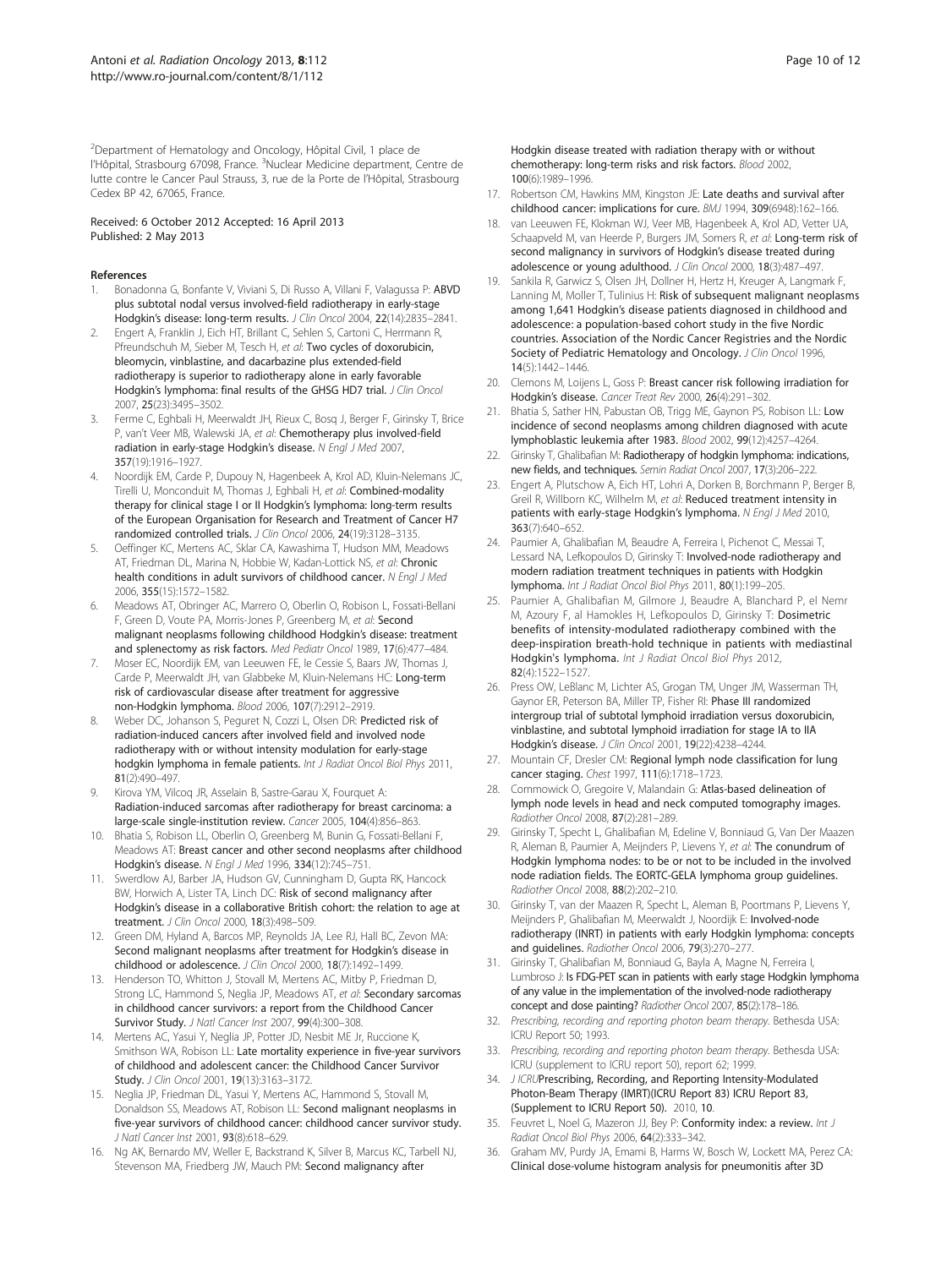[2]Department of Hematology and Oncology, Hôpital Civil, 1 place de l'Hôpital, Strasbourg 67098, France. [3]Nuclear Medicine department, Centre de lutte contre le Cancer Paul Strauss, 3, rue de la Porte de l'Hôpital, Strasbourg Cedex BP 42, 67065, France.

Received: 6 October 2012 Accepted: 16 April 2013
Published: 2 May 2013

## References

1. Bonadonna G, Bonfante V, Viviani S, Di Russo A, Villani F, Valagussa P: **ABVD plus subtotal nodal versus involved-field radiotherapy in early-stage Hodgkin's disease: long-term results.** *J Clin Oncol* 2004, **22**(14):2835–2841.
2. Engert A, Franklin J, Eich HT, Brillant C, Sehlen S, Cartoni C, Herrmann R, Pfreundschuh M, Sieber M, Tesch H, *et al*: **Two cycles of doxorubicin, bleomycin, vinblastine, and dacarbazine plus extended-field radiotherapy is superior to radiotherapy alone in early favorable Hodgkin's lymphoma: final results of the GHSG HD7 trial.** *J Clin Oncol* 2007, **25**(23):3495–3502.
3. Ferme C, Eghbali H, Meerwaldt JH, Rieux C, Bosq J, Berger F, Girinsky T, Brice P, van't Veer MB, Walewski JA, *et al*: **Chemotherapy plus involved-field radiation in early-stage Hodgkin's disease.** *N Engl J Med* 2007, **357**(19):1916–1927.
4. Noordijk EM, Carde P, Dupouy N, Hagenbeek A, Krol AD, Kluin-Nelemans JC, Tirelli U, Monconduit M, Thomas J, Eghbali H, *et al*: **Combined-modality therapy for clinical stage I or II Hodgkin's lymphoma: long-term results of the European Organisation for Research and Treatment of Cancer H7 randomized controlled trials.** *J Clin Oncol* 2006, **24**(19):3128–3135.
5. Oeffinger KC, Mertens AC, Sklar CA, Kawashima T, Hudson MM, Meadows AT, Friedman DL, Marina N, Hobbie W, Kadan-Lottick NS, *et al*: **Chronic health conditions in adult survivors of childhood cancer.** *N Engl J Med* 2006, **355**(15):1572–1582.
6. Meadows AT, Obringer AC, Marrero O, Oberlin O, Robison L, Fossati-Bellani F, Green D, Voute PA, Morris-Jones P, Greenberg M, *et al*: **Second malignant neoplasms following childhood Hodgkin's disease: treatment and splenectomy as risk factors.** *Med Pediatr Oncol* 1989, **17**(6):477–484.
7. Moser EC, Noordijk EM, van Leeuwen FE, le Cessie S, Baars JW, Thomas J, Carde P, Meerwaldt JH, van Glabbeke M, Kluin-Nelemans HC: **Long-term risk of cardiovascular disease after treatment for aggressive non-Hodgkin lymphoma.** *Blood* 2006, **107**(7):2912–2919.
8. Weber DC, Johanson S, Peguret N, Cozzi L, Olsen DR: **Predicted risk of radiation-induced cancers after involved field and involved node radiotherapy with or without intensity modulation for early-stage hodgkin lymphoma in female patients.** *Int J Radiat Oncol Biol Phys* 2011, **81**(2):490–497.
9. Kirova YM, Vilcoq JR, Asselain B, Sastre-Garau X, Fourquet A: **Radiation-induced sarcomas after radiotherapy for breast carcinoma: a large-scale single-institution review.** *Cancer* 2005, **104**(4):856–863.
10. Bhatia S, Robison LL, Oberlin O, Greenberg M, Bunin G, Fossati-Bellani F, Meadows AT: **Breast cancer and other second neoplasms after childhood Hodgkin's disease.** *N Engl J Med* 1996, **334**(12):745–751.
11. Swerdlow AJ, Barber JA, Hudson GV, Cunningham D, Gupta RK, Hancock BW, Horwich A, Lister TA, Linch DC: **Risk of second malignancy after Hodgkin's disease in a collaborative British cohort: the relation to age at treatment.** *J Clin Oncol* 2000, **18**(3):498–509.
12. Green DM, Hyland A, Barcos MP, Reynolds JA, Lee RJ, Hall BC, Zevon MA: **Second malignant neoplasms after treatment for Hodgkin's disease in childhood or adolescence.** *J Clin Oncol* 2000, **18**(7):1492–1499.
13. Henderson TO, Whitton J, Stovall M, Mertens AC, Mitby P, Friedman D, Strong LC, Hammond S, Neglia JP, Meadows AT, *et al*: **Secondary sarcomas in childhood cancer survivors: a report from the Childhood Cancer Survivor Study.** *J Natl Cancer Inst* 2007, **99**(4):300–308.
14. Mertens AC, Yasui Y, Neglia JP, Potter JD, Nesbit ME Jr, Ruccione K, Smithson WA, Robison LL: **Late mortality experience in five-year survivors of childhood and adolescent cancer: the Childhood Cancer Survivor Study.** *J Clin Oncol* 2001, **19**(13):3163–3172.
15. Neglia JP, Friedman DL, Yasui Y, Mertens AC, Hammond S, Stovall M, Donaldson SS, Meadows AT, Robison LL: **Second malignant neoplasms in five-year survivors of childhood cancer: childhood cancer survivor study.** *J Natl Cancer Inst* 2001, **93**(8):618–629.
16. Ng AK, Bernardo MV, Weller E, Backstrand K, Silver B, Marcus KC, Tarbell NJ, Stevenson MA, Friedberg JW, Mauch PM: **Second malignancy after Hodgkin disease treated with radiation therapy with or without chemotherapy: long-term risks and risk factors.** *Blood* 2002, **100**(6):1989–1996.
17. Robertson CM, Hawkins MM, Kingston JE: **Late deaths and survival after childhood cancer: implications for cure.** *BMJ* 1994, **309**(6948):162–166.
18. van Leeuwen FE, Klokman WJ, Veer MB, Hagenbeek A, Krol AD, Vetter UA, Schaapveld M, van Heerde P, Burgers JM, Somers R, *et al*: **Long-term risk of second malignancy in survivors of Hodgkin's disease treated during adolescence or young adulthood.** *J Clin Oncol* 2000, **18**(3):487–497.
19. Sankila R, Garwicz S, Olsen JH, Dollner H, Hertz H, Kreuger A, Langmark F, Lanning M, Moller T, Tulinius H: **Risk of subsequent malignant neoplasms among 1,641 Hodgkin's disease patients diagnosed in childhood and adolescence: a population-based cohort study in the five Nordic countries. Association of the Nordic Cancer Registries and the Nordic Society of Pediatric Hematology and Oncology.** *J Clin Oncol* 1996, **14**(5):1442–1446.
20. Clemons M, Loijens L, Goss P: **Breast cancer risk following irradiation for Hodgkin's disease.** *Cancer Treat Rev* 2000, **26**(4):291–302.
21. Bhatia S, Sather HN, Pabustan OB, Trigg ME, Gaynon PS, Robison LL: **Low incidence of second neoplasms among children diagnosed with acute lymphoblastic leukemia after 1983.** *Blood* 2002, **99**(12):4257–4264.
22. Girinsky T, Ghalibafian M: **Radiotherapy of hodgkin lymphoma: indications, new fields, and techniques.** *Semin Radiat Oncol* 2007, **17**(3):206–222.
23. Engert A, Plutschow A, Eich HT, Lohri A, Dorken B, Borchmann P, Berger B, Greil R, Willborn KC, Wilhelm M, *et al*: **Reduced treatment intensity in patients with early-stage Hodgkin's lymphoma.** *N Engl J Med* 2010, **363**(7):640–652.
24. Paumier A, Ghalibafian M, Beaudre A, Ferreira I, Pichenot C, Messai T, Lessard NA, Lefkopoulos D, Girinsky T: **Involved-node radiotherapy and modern radiation treatment techniques in patients with Hodgkin lymphoma.** *Int J Radiat Oncol Biol Phys* 2011, **80**(1):199–205.
25. Paumier A, Ghalibafian M, Gilmore J, Beaudre A, Blanchard P, el Nemr M, Azoury F, al Hamokles H, Lefkopoulos D, Girinsky T: **Dosimetric benefits of intensity-modulated radiotherapy combined with the deep-inspiration breath-hold technique in patients with mediastinal Hodgkin's lymphoma.** *Int J Radiat Oncol Biol Phys* 2012, **82**(4):1522–1527.
26. Press OW, LeBlanc M, Lichter AS, Grogan TM, Unger JM, Wasserman TH, Gaynor ER, Peterson BA, Miller TP, Fisher RI: **Phase III randomized intergroup trial of subtotal lymphoid irradiation versus doxorubicin, vinblastine, and subtotal lymphoid irradiation for stage IA to IIA Hodgkin's disease.** *J Clin Oncol* 2001, **19**(22):4238–4244.
27. Mountain CF, Dresler CM: **Regional lymph node classification for lung cancer staging.** *Chest* 1997, **111**(6):1718–1723.
28. Commowick O, Gregoire V, Malandain G: **Atlas-based delineation of lymph node levels in head and neck computed tomography images.** *Radiother Oncol* 2008, **87**(2):281–289.
29. Girinsky T, Specht L, Ghalibafian M, Edeline V, Bonniaud G, Van Der Maazen R, Aleman B, Paumier A, Meijnders P, Lievens Y, *et al*: **The conundrum of Hodgkin lymphoma nodes: to be or not to be included in the involved node radiation fields. The EORTC-GELA lymphoma group guidelines.** *Radiother Oncol* 2008, **88**(2):202–210.
30. Girinsky T, van der Maazen R, Specht L, Aleman B, Poortmans P, Lievens Y, Meijnders P, Ghalibafian M, Meerwaldt J, Noordijk E: **Involved-node radiotherapy (INRT) in patients with early Hodgkin lymphoma: concepts and guidelines.** *Radiother Oncol* 2006, **79**(3):270–277.
31. Girinsky T, Ghalibafian M, Bonniaud G, Bayla A, Magne N, Ferreira I, Lumbroso J: **Is FDG-PET scan in patients with early stage Hodgkin lymphoma of any value in the implementation of the involved-node radiotherapy concept and dose painting?** *Radiother Oncol* 2007, **85**(2):178–186.
32. *Prescribing, recording and reporting photon beam therapy*. Bethesda USA: ICRU Report 50; 1993.
33. *Prescribing, recording and reporting photon beam therapy*. Bethesda USA: ICRU (supplement to ICRU report 50), report 62; 1999.
34. *J ICRU*Prescribing, Recording, and Reporting Intensity-Modulated Photon-Beam Therapy (IMRT)(ICRU Report 83) ICRU Report 83, (Supplement to ICRU Report 50). 2010, **10**.
35. Feuvret L, Noel G, Mazeron JJ, Bey P: **Conformity index: a review.** *Int J Radiat Oncol Biol Phys* 2006, **64**(2):333–342.
36. Graham MV, Purdy JA, Emami B, Harms W, Bosch W, Lockett MA, Perez CA: **Clinical dose-volume histogram analysis for pneumonitis after 3D**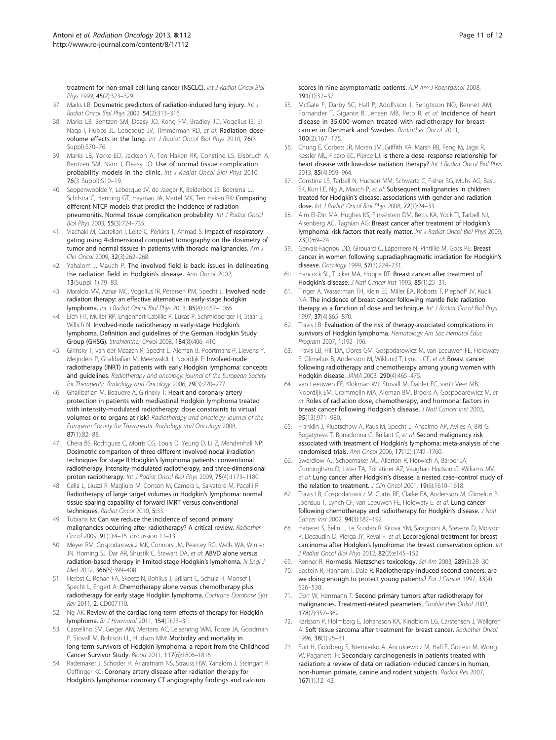treatment for non-small cell lung cancer (NSCLC). *Int J Radiat Oncol Biol Phys* 1999, **45**(2):323–329.

37. Marks LB: **Dosimetric predictors of radiation-induced lung injury.** *Int J Radiat Oncol Biol Phys* 2002, **54**(2):313–316.
38. Marks LB, Bentzen SM, Deasy JO, Kong FM, Bradley JD, Vogelius IS, El Naqa I, Hubbs JL, Lebesque JV, Timmerman RD, *et al*: **Radiation dose-volume effects in the lung.** *Int J Radiat Oncol Biol Phys* 2010, **76**(3 Suppl):S70–76.
39. Marks LB, Yorke ED, Jackson A, Ten Haken RK, Constine LS, Eisbruch A, Bentzen SM, Nam J, Deasy JO: **Use of normal tissue complication probability models in the clinic.** *Int J Radiat Oncol Biol Phys* 2010, **76**(3 Suppl):S10–19.
40. Seppenwoolde Y, Lebesque JV, de Jaeger K, Belderbos JS, Boersma LJ, Schilstra C, Henning GT, Hayman JA, Martel MK, Ten Haken RK: **Comparing different NTCP models that predict the incidence of radiation pneumonitis. Normal tissue complication probability.** *Int J Radiat Oncol Biol Phys* 2003, **55**(3):724–735.
41. Vlachaki M, Castellon I, Leite C, Perkins T, Ahmad S: **Impact of respiratory gating using 4-dimensional computed tomography on the dosimetry of tumor and normal tissues in patients with thoracic malignancies.** *Am J Clin Oncol* 2009, **32**(3):262–268.
42. Yahalom J, Mauch P: **The involved field is back: issues in delineating the radiation field in Hodgkin's disease.** *Ann Oncol* 2002, **13**(Suppl 1):79–83.
43. Maraldo MV, Aznar MC, Vogelius IR, Petersen PM, Specht L: **Involved node radiation therapy: an effective alternative in early-stage hodgkin lymphoma.** *Int J Radiat Oncol Biol Phys* 2013, **85**(4):1057–1065.
44. Eich HT, Muller RP, Engenhart-Cabillic R, Lukas P, Schmidberger H, Staar S, Willich N: **Involved-node radiotherapy in early-stage Hodgkin's lymphoma. Definition and guidelines of the German Hodgkin Study Group (GHSG).** *Strahlenther Onkol* 2008, **184**(8):406–410.
45. Girinsky T, van der Maazen R, Specht L, Aleman B, Poortmans P, Lievens Y, Meijnders P, Ghalibafian M, Meerwaldt J, Noordijk E: **Involved-node radiotherapy (INRT) in patients with early Hodgkin lymphoma: concepts and guidelines.** *Radiotherapy and oncology: journal of the European Society for Therapeutic Radiology and Oncology* 2006, **79**(3):270–277.
46. Ghalibafian M, Beaudre A, Girinsky T: **Heart and coronary artery protection in patients with mediastinal Hodgkin lymphoma treated with intensity-modulated radiotherapy: dose constraints to virtual volumes or to organs at risk?** *Radiotherapy and oncology: journal of the European Society for Therapeutic Radiology and Oncology* 2008, **87**(1):82–88.
47. Chera BS, Rodriguez C, Morris CG, Louis D, Yeung D, Li Z, Mendenhall NP: **Dosimetric comparison of three different involved nodal irradiation techniques for stage II Hodgkin's lymphoma patients: conventional radiotherapy, intensity-modulated radiotherapy, and three-dimensional proton radiotherapy.** *Int J Radiat Oncol Biol Phys* 2009, **75**(4):1173–1180.
48. Cella L, Liuzzi R, Magliulo M, Conson M, Camera L, Salvatore M, Pacelli R: **Radiotherapy of large target volumes in Hodgkin's lymphoma: normal tissue sparing capability of forward IMRT versus conventional techniques.** *Radiat Oncol* 2010, **5**:33.
49. Tubiana M: **Can we reduce the incidence of second primary malignancies occurring after radiotherapy? A critical review.** *Radiother Oncol* 2009, **91**(1):4–15. discussion 11–13.
50. Meyer RM, Gospodarowicz MK, Connors JM, Pearcey RG, Wells WA, Winter JN, Horning SJ, Dar AR, Shustik C, Stewart DA, *et al*: **ABVD alone versus radiation-based therapy in limited-stage Hodgkin's lymphoma.** *N Engl J Med* 2012, **366**(5):399–408.
51. Herbst C, Rehan FA, Skoetz N, Bohlius J, Brillant C, Schulz H, Monsef I, Specht L, Engert A: **Chemotherapy alone versus chemotherapy plus radiotherapy for early stage Hodgkin lymphoma.** *Cochrane Database Syst Rev* 2011, **2**, CD007110.
52. Ng AK: **Review of the cardiac long-term effects of therapy for Hodgkin lymphoma.** *Br J Haematol* 2011, **154**(1):23–31.
53. Castellino SM, Geiger AM, Mertens AC, Leisenring WM, Tooze JA, Goodman P, Stovall M, Robison LL, Hudson MM: **Morbidity and mortality in long-term survivors of Hodgkin lymphoma: a report from the Childhood Cancer Survivor Study.** *Blood* 2011, **117**(6):1806–1816.
54. Rademaker J, Schoder H, Ariaratnam NS, Strauss HW, Yahalom J, Steingart R, Oeffinger KC: **Coronary artery disease after radiation therapy for Hodgkin's lymphoma: coronary CT angiography findings and calcium scores in nine asymptomatic patients.** *AJR Am J Roentgenol* 2008, **191**(1):32–37.
55. McGale P, Darby SC, Hall P, Adolfsson J, Bengtsson NO, Bennet AM, Fornander T, Gigante B, Jensen MB, Peto R, *et al*: **Incidence of heart disease in 35,000 women treated with radiotherapy for breast cancer in Denmark and Sweden.** *Radiother Oncol* 2011, **100**(2):167–175.
56. Chung E, Corbett JR, Moran JM, Griffith KA, Marsh RB, Feng M, Jagsi R, Kessler ML, Ficaro EC, Pierce LJ: **Is there a dose–response relationship for heart disease with low-dose radiation therapy?** *Int J Radiat Oncol Biol Phys* 2013, **85**(4):959–964.
57. Constine LS, Tarbell N, Hudson MM, Schwartz C, Fisher SG, Muhs AG, Basu SK, Kun LE, Ng A, Mauch P, *et al*: **Subsequent malignancies in children treated for Hodgkin's disease: associations with gender and radiation dose.** *Int J Radiat Oncol Biol Phys* 2008, **72**(1):24–33.
58. Alm El-Din MA, Hughes KS, Finkelstein DM, Betts KA, Yock TI, Tarbell NJ, Aisenberg AC, Taghian AG: **Breast cancer after treatment of Hodgkin's lymphoma: risk factors that really matter.** *Int J Radiat Oncol Biol Phys* 2009, **73**(1):69–74.
59. Gervais-Fagnou DD, Girouard C, Laperriere N, Pintillie M, Goss PE: **Breast cancer in women following supradiaphragmatic irradiation for Hodgkin's disease.** *Oncology* 1999, **57**(3):224–231.
60. Hancock SL, Tucker MA, Hoppe RT: **Breast cancer after treatment of Hodgkin's disease.** *J Natl Cancer Inst* 1993, **85**(1):25–31.
61. Tinger A, Wasserman TH, Klein EE, Miller EA, Roberts T, Piephoff JV, Kucik NA: **The incidence of breast cancer following mantle field radiation therapy as a function of dose and technique.** *Int J Radiat Oncol Biol Phys* 1997, **37**(4):865–870.
62. Travis LB: **Evaluation of the risk of therapy-associated complications in survivors of Hodgkin lymphoma.** *Hematology Am Soc Hematol Educ Program* 2007, **1**:192–196.
63. Travis LB, Hill DA, Dores GM, Gospodarowicz M, van Leeuwen FE, Holowaty E, Glimelius B, Andersson M, Wiklund T, Lynch CF, *et al*: **Breast cancer following radiotherapy and chemotherapy among young women with Hodgkin disease.** *JAMA* 2003, **290**(4):465–475.
64. van Leeuwen FE, Klokman WJ, Stovall M, Dahler EC, van't Veer MB, Noordijk EM, Crommelin MA, Aleman BM, Broeks A, Gospodarowicz M, *et al*: **Roles of radiation dose, chemotherapy, and hormonal factors in breast cancer following Hodgkin's disease.** *J Natl Cancer Inst* 2003, **95**(13):971–980.
65. Franklin J, Pluetschow A, Paus M, Specht L, Anselmo AP, Aviles A, Biti G, Bogatyreva T, Bonadonna G, Brillant C, *et al*: **Second malignancy risk associated with treatment of Hodgkin's lymphoma: meta-analysis of the randomised trials.** *Ann Oncol* 2006, **17**(12):1749–1760.
66. Swerdlow AJ, Schoemaker MJ, Allerton R, Horwich A, Barber JA, Cunningham D, Lister TA, Rohatiner AZ, Vaughan Hudson G, Williams MV, *et al*: **Lung cancer after Hodgkin's disease: a nested case–control study of the relation to treatment.** *J Clin Oncol* 2001, **19**(6):1610–1618.
67. Travis LB, Gospodarowicz M, Curtis RE, Clarke EA, Andersson M, Glimelius B, Joensuu T, Lynch CF, van Leeuwen FE, Holowaty E, *et al*: **Lung cancer following chemotherapy and radiotherapy for Hodgkin's disease.** *J Natl Cancer Inst* 2002, **94**(3):182–192.
68. Haberer S, Belin L, Le Scodan R, Kirova YM, Savignoni A, Stevens D, Moisson P, Decaudin D, Pierga JY, Reyal F, *et al*: **Locoregional treatment for breast carcinoma after Hodgkin's lymphoma: the breast conservation option.** *Int J Radiat Oncol Biol Phys* 2012, **82**(2):e145–152.
69. Renner R: **Hormesis. Nietzsche's toxicology.** *Sci Am* 2003, **289**(3):28–30.
70. Epstein R, Hanham I, Dale R: **Radiotherapy-induced second cancers: are we doing enough to protect young patients?** *Eur J Cancer* 1997, **33**(4):526–530.
71. Dorr W, Herrmann T: **Second primary tumors after radiotherapy for malignancies. Treatment-related parameters.** *Strahlenther Onkol* 2002, **178**(7):357–362.
72. Karlsson P, Holmberg E, Johansson KA, Kindblom LG, Carstensen J, Wallgren A: **Soft tissue sarcoma after treatment for breast cancer.** *Radiother Oncol* 1996, **38**(1):25–31.
73. Suit H, Goldberg S, Niemierko A, Ancukiewicz M, Hall E, Goitein M, Wong W, Paganetti H: **Secondary carcinogenesis in patients treated with radiation: a review of data on radiation-induced cancers in human, non-human primate, canine and rodent subjects.** *Radiat Res* 2007, **167**(1):12–42.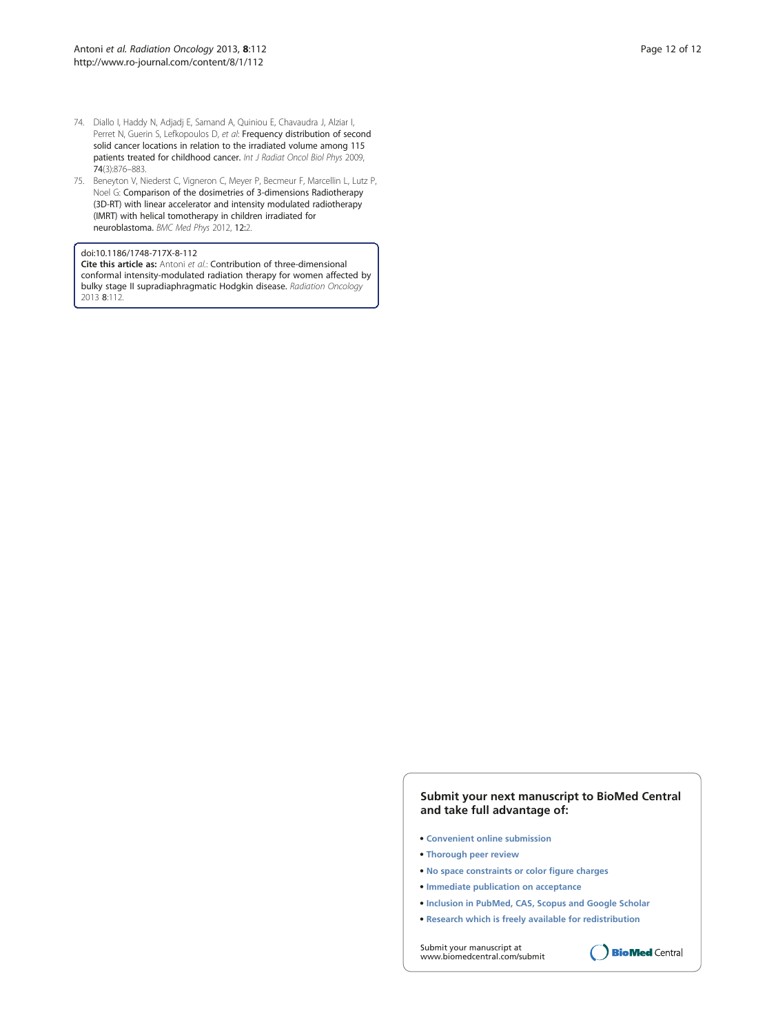74. Diallo I, Haddy N, Adjadj E, Samand A, Quiniou E, Chavaudra J, Alziar I, Perret N, Guerin S, Lefkopoulos D, *et al*: **Frequency distribution of second solid cancer locations in relation to the irradiated volume among 115 patients treated for childhood cancer.** *Int J Radiat Oncol Biol Phys* 2009, **74**(3):876–883.
75. Beneyton V, Niederst C, Vigneron C, Meyer P, Becmeur F, Marcellin L, Lutz P, Noel G: **Comparison of the dosimetries of 3-dimensions Radiotherapy (3D-RT) with linear accelerator and intensity modulated radiotherapy (IMRT) with helical tomotherapy in children irradiated for neuroblastoma.** *BMC Med Phys* 2012, **12**:2.

doi:10.1186/1748-717X-8-112
**Cite this article as:** Antoni *et al.*: Contribution of three-dimensional conformal intensity-modulated radiation therapy for women affected by bulky stage II supradiaphragmatic Hodgkin disease. *Radiation Oncology* 2013 **8**:112.

**Submit your next manuscript to BioMed Central and take full advantage of:**

- **Convenient online submission**
- **Thorough peer review**
- **No space constraints or color figure charges**
- **Immediate publication on acceptance**
- **Inclusion in PubMed, CAS, Scopus and Google Scholar**
- **Research which is freely available for redistribution**

Submit your manuscript at
www.biomedcentral.com/submit

BioMed Central